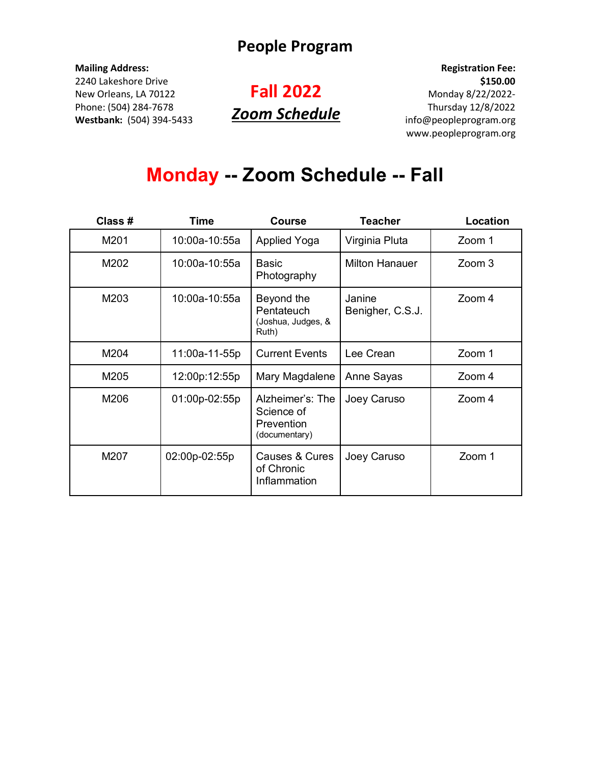# People Program

**Mailing Address:**
2240 Lakeshore Drive
New Orleans, LA 70122
Phone: (504) 284-7678
**Westbank:** (504) 394-5433

## Fall 2022
## ***Zoom Schedule***

**Registration Fee:**
**$150.00**
Monday 8/22/2022-
Thursday 12/8/2022
info@peopleprogram.org
www.peopleprogram.org

# Monday -- Zoom Schedule -- Fall

| Class # | Time | Course | Teacher | Location |
|---|---|---|---|---|
| M201 | 10:00a-10:55a | Applied Yoga | Virginia Pluta | Zoom 1 |
| M202 | 10:00a-10:55a | Basic Photography | Milton Hanauer | Zoom 3 |
| M203 | 10:00a-10:55a | Beyond the Pentateuch (Joshua, Judges, & Ruth) | Janine Benigher, C.S.J. | Zoom 4 |
| M204 | 11:00a-11-55p | Current Events | Lee Crean | Zoom 1 |
| M205 | 12:00p:12:55p | Mary Magdalene | Anne Sayas | Zoom 4 |
| M206 | 01:00p-02:55p | Alzheimer's: The Science of Prevention (documentary) | Joey Caruso | Zoom 4 |
| M207 | 02:00p-02:55p | Causes & Cures of Chronic Inflammation | Joey Caruso | Zoom 1 |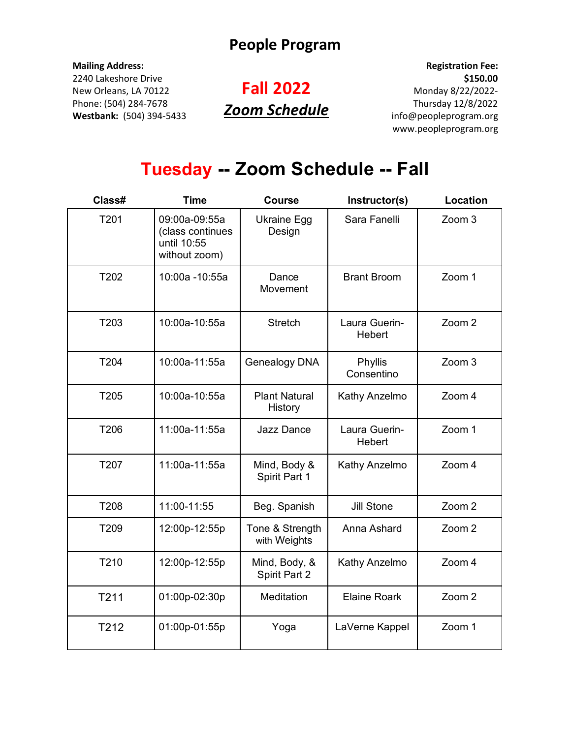# People Program

**Mailing Address:**
2240 Lakeshore Drive
New Orleans, LA 70122
Phone: (504) 284-7678
**Westbank:** (504) 394-5433

## Fall 2022
## ***Zoom Schedule***

**Registration Fee:**
**$150.00**
Monday 8/22/2022-
Thursday 12/8/2022
info@peopleprogram.org
www.peopleprogram.org

# Tuesday -- Zoom Schedule -- Fall

| Class# | Time | Course | Instructor(s) | Location |
|---|---|---|---|---|
| T201 | 09:00a-09:55a (class continues until 10:55 without zoom) | Ukraine Egg Design | Sara Fanelli | Zoom 3 |
| T202 | 10:00a -10:55a | Dance Movement | Brant Broom | Zoom 1 |
| T203 | 10:00a-10:55a | Stretch | Laura Guerin-Hebert | Zoom 2 |
| T204 | 10:00a-11:55a | Genealogy DNA | Phyllis Consentino | Zoom 3 |
| T205 | 10:00a-10:55a | Plant Natural History | Kathy Anzelmo | Zoom 4 |
| T206 | 11:00a-11:55a | Jazz Dance | Laura Guerin-Hebert | Zoom 1 |
| T207 | 11:00a-11:55a | Mind, Body & Spirit Part 1 | Kathy Anzelmo | Zoom 4 |
| T208 | 11:00-11:55 | Beg. Spanish | Jill Stone | Zoom 2 |
| T209 | 12:00p-12:55p | Tone & Strength with Weights | Anna Ashard | Zoom 2 |
| T210 | 12:00p-12:55p | Mind, Body, & Spirit Part 2 | Kathy Anzelmo | Zoom 4 |
| T211 | 01:00p-02:30p | Meditation | Elaine Roark | Zoom 2 |
| T212 | 01:00p-01:55p | Yoga | LaVerne Kappel | Zoom 1 |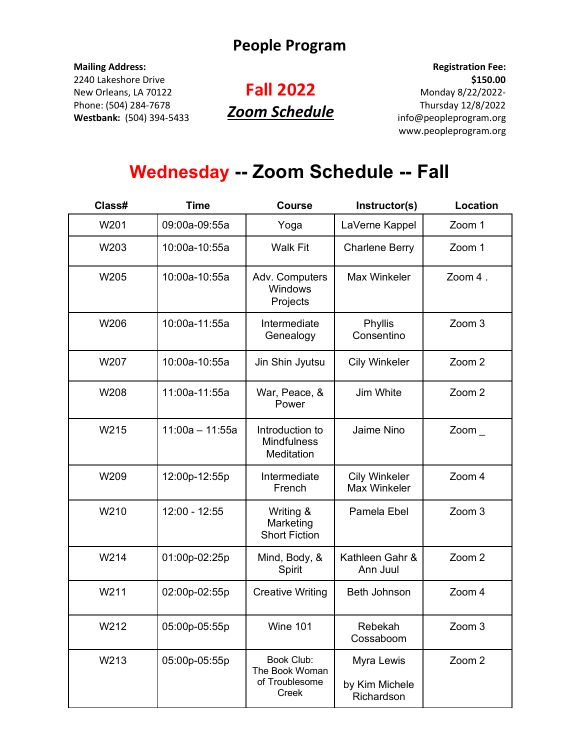# People Program

**Mailing Address:**
2240 Lakeshore Drive
New Orleans, LA 70122
Phone: (504) 284-7678
**Westbank:** (504) 394-5433

## Fall 2022
## ***Zoom Schedule***

**Registration Fee:**
**$150.00**
Monday 8/22/2022-
Thursday 12/8/2022
info@peopleprogram.org
www.peopleprogram.org

## Wednesday -- Zoom Schedule -- Fall

| Class# | Time | Course | Instructor(s) | Location |
|---|---|---|---|---|
| W201 | 09:00a-09:55a | Yoga | LaVerne Kappel | Zoom 1 |
| W203 | 10:00a-10:55a | Walk Fit | Charlene Berry | Zoom 1 |
| W205 | 10:00a-10:55a | Adv. Computers Windows Projects | Max Winkeler | Zoom 4 . |
| W206 | 10:00a-11:55a | Intermediate Genealogy | Phyllis Consentino | Zoom 3 |
| W207 | 10:00a-10:55a | Jin Shin Jyutsu | Cily Winkeler | Zoom 2 |
| W208 | 11:00a-11:55a | War, Peace, & Power | Jim White | Zoom 2 |
| W215 | 11:00a – 11:55a | Introduction to Mindfulness Meditation | Jaime Nino | Zoom _ |
| W209 | 12:00p-12:55p | Intermediate French | Cily Winkeler<br>Max Winkeler | Zoom 4 |
| W210 | 12:00 - 12:55 | Writing & Marketing Short Fiction | Pamela Ebel | Zoom 3 |
| W214 | 01:00p-02:25p | Mind, Body, & Spirit | Kathleen Gahr & Ann Juul | Zoom 2 |
| W211 | 02:00p-02:55p | Creative Writing | Beth Johnson | Zoom 4 |
| W212 | 05:00p-05:55p | Wine 101 | Rebekah Cossaboom | Zoom 3 |
| W213 | 05:00p-05:55p | Book Club: The Book Woman of Troublesome Creek | Myra Lewis<br><br>by Kim Michele Richardson | Zoom 2 |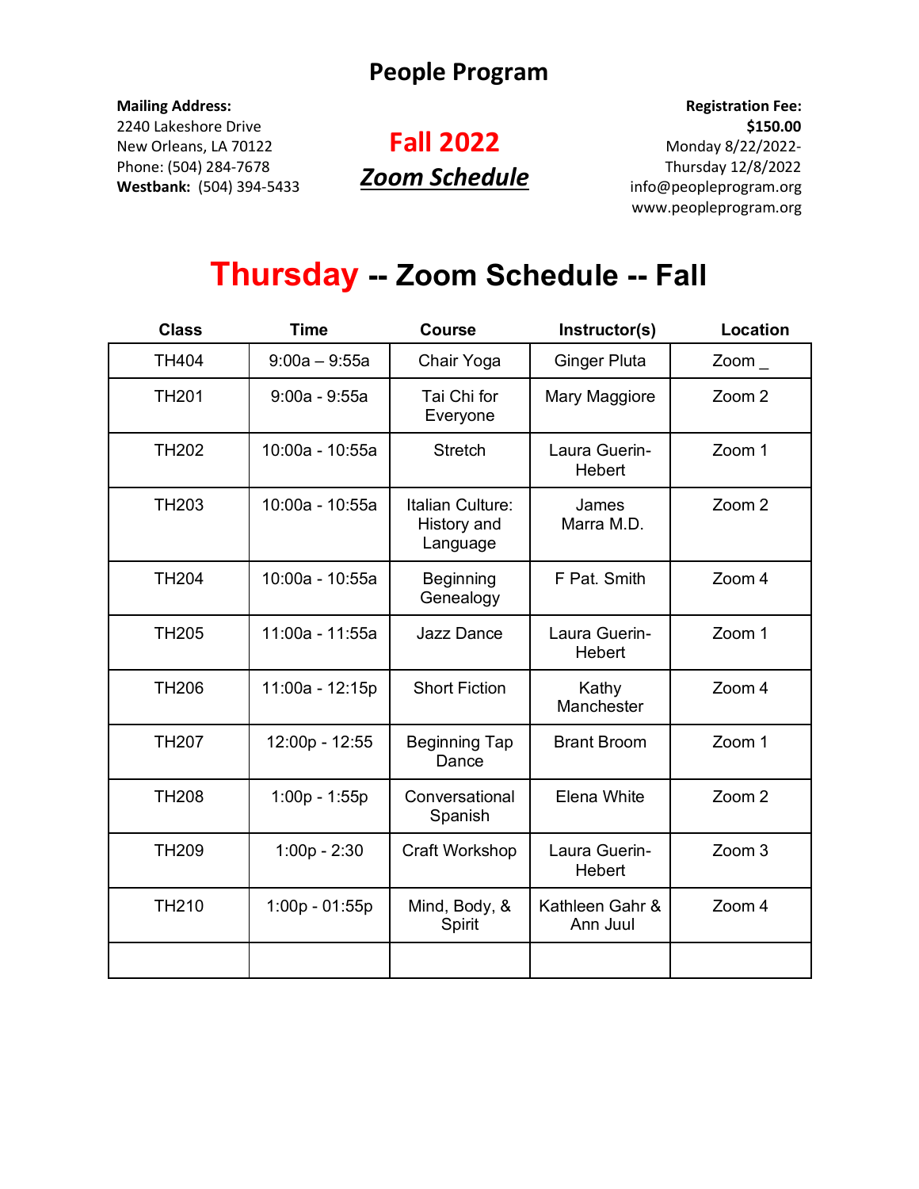# People Program

**Mailing Address:**
2240 Lakeshore Drive
New Orleans, LA 70122
Phone: (504) 284-7678
**Westbank:** (504) 394-5433

## Fall 2022

## ***Zoom Schedule***

**Registration Fee:**
**$150.00**
Monday 8/22/2022-
Thursday 12/8/2022
info@peopleprogram.org
www.peopleprogram.org

# Thursday -- Zoom Schedule -- Fall

| Class | Time | Course | Instructor(s) | Location |
|---|---|---|---|---|
| TH404 | 9:00a – 9:55a | Chair Yoga | Ginger Pluta | Zoom _ |
| TH201 | 9:00a - 9:55a | Tai Chi for Everyone | Mary Maggiore | Zoom 2 |
| TH202 | 10:00a - 10:55a | Stretch | Laura Guerin-Hebert | Zoom 1 |
| TH203 | 10:00a - 10:55a | Italian Culture: History and Language | James Marra M.D. | Zoom 2 |
| TH204 | 10:00a - 10:55a | Beginning Genealogy | F Pat. Smith | Zoom 4 |
| TH205 | 11:00a - 11:55a | Jazz Dance | Laura Guerin-Hebert | Zoom 1 |
| TH206 | 11:00a - 12:15p | Short Fiction | Kathy Manchester | Zoom 4 |
| TH207 | 12:00p - 12:55 | Beginning Tap Dance | Brant Broom | Zoom 1 |
| TH208 | 1:00p - 1:55p | Conversational Spanish | Elena White | Zoom 2 |
| TH209 | 1:00p - 2:30 | Craft Workshop | Laura Guerin-Hebert | Zoom 3 |
| TH210 | 1:00p - 01:55p | Mind, Body, & Spirit | Kathleen Gahr & Ann Juul | Zoom 4 |
| | | | | |